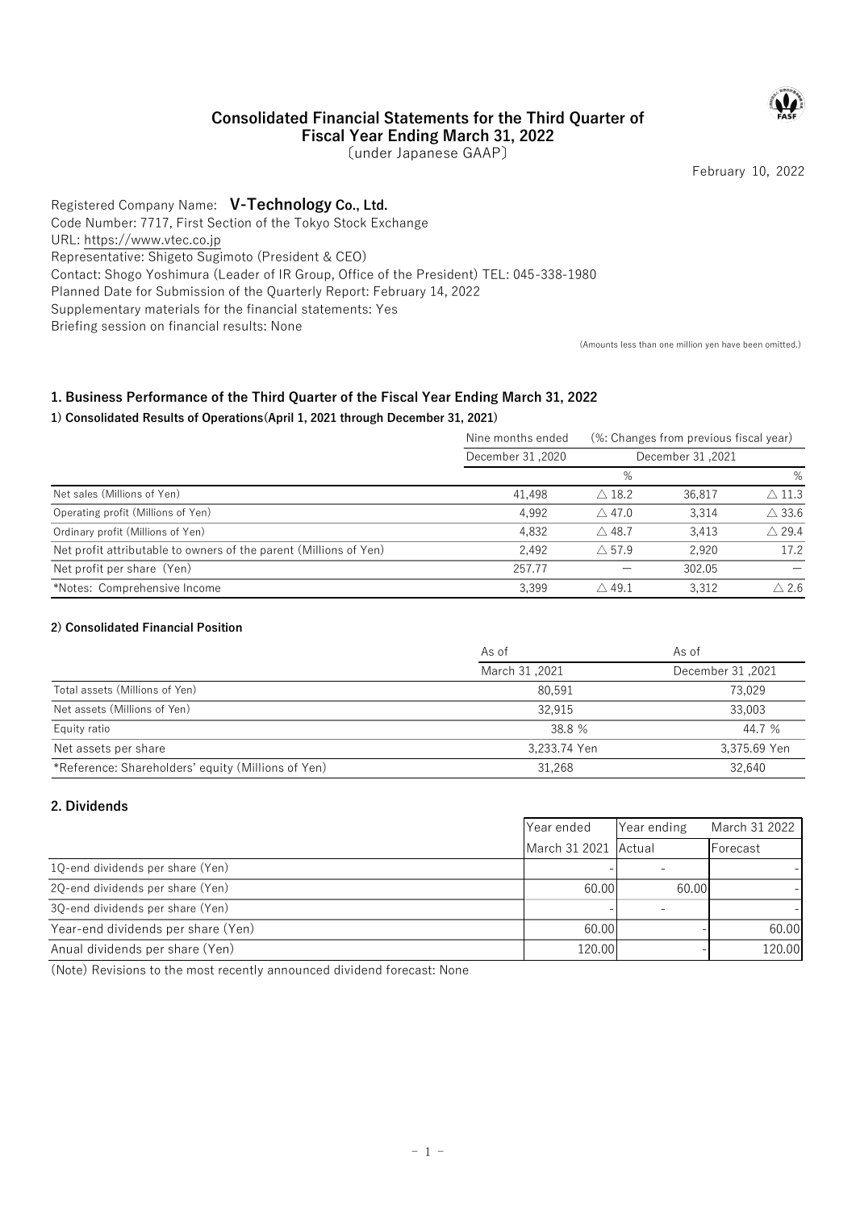# Consolidated Financial Statements for the Third Quarter of Fiscal Year Ending March 31, 2022

〔under Japanese GAAP〕

February 10, 2022

Registered Company Name: **V-Technology Co., Ltd.**
Code Number: 7717, First Section of the Tokyo Stock Exchange
URL: https://www.vtec.co.jp
Representative: Shigeto Sugimoto (President & CEO)
Contact: Shogo Yoshimura (Leader of IR Group, Office of the President) TEL: 045-338-1980
Planned Date for Submission of the Quarterly Report: February 14, 2022
Supplementary materials for the financial statements: Yes
Briefing session on financial results: None

(Amounts less than one million yen have been omitted.)

### 1. Business Performance of the Third Quarter of the Fiscal Year Ending March 31, 2022

#### 1) Consolidated Results of Operations(April 1, 2021 through December 31, 2021)

| | Nine months ended | (%: Changes from previous fiscal year) | | |
|---|---|---|---|---|
| | December 31 ,2020 | | December 31 ,2021 | |
| | | % | | % |
| Net sales (Millions of Yen) | 41,498 | △ 18.2 | 36,817 | △ 11.3 |
| Operating profit (Millions of Yen) | 4,992 | △ 47.0 | 3,314 | △ 33.6 |
| Ordinary profit (Millions of Yen) | 4,832 | △ 48.7 | 3,413 | △ 29.4 |
| Net profit attributable to owners of the parent (Millions of Yen) | 2,492 | △ 57.9 | 2,920 | 17.2 |
| Net profit per share (Yen) | 257.77 | ― | 302.05 | ― |
| *Notes: Comprehensive Income | 3,399 | △ 49.1 | 3,312 | △ 2.6 |

#### 2) Consolidated Financial Position

| | As of | As of |
|---|---|---|
| | March 31 ,2021 | December 31 ,2021 |
| Total assets (Millions of Yen) | 80,591 | 73,029 |
| Net assets (Millions of Yen) | 32,915 | 33,003 |
| Equity ratio | 38.8 % | 44.7 % |
| Net assets per share | 3,233.74 Yen | 3,375.69 Yen |
| *Reference: Shareholders' equity (Millions of Yen) | 31,268 | 32,640 |

### 2. Dividends

| | Year ended | Year ending | March 31 2022 |
|---|---|---|---|
| | March 31 2021 | Actual | Forecast |
| 1Q-end dividends per share (Yen) | - | - | - |
| 2Q-end dividends per share (Yen) | 60.00 | 60.00 | - |
| 3Q-end dividends per share (Yen) | - | - | - |
| Year-end dividends per share (Yen) | 60.00 | - | 60.00 |
| Anual dividends per share (Yen) | 120.00 | - | 120.00 |

(Note) Revisions to the most recently announced dividend forecast: None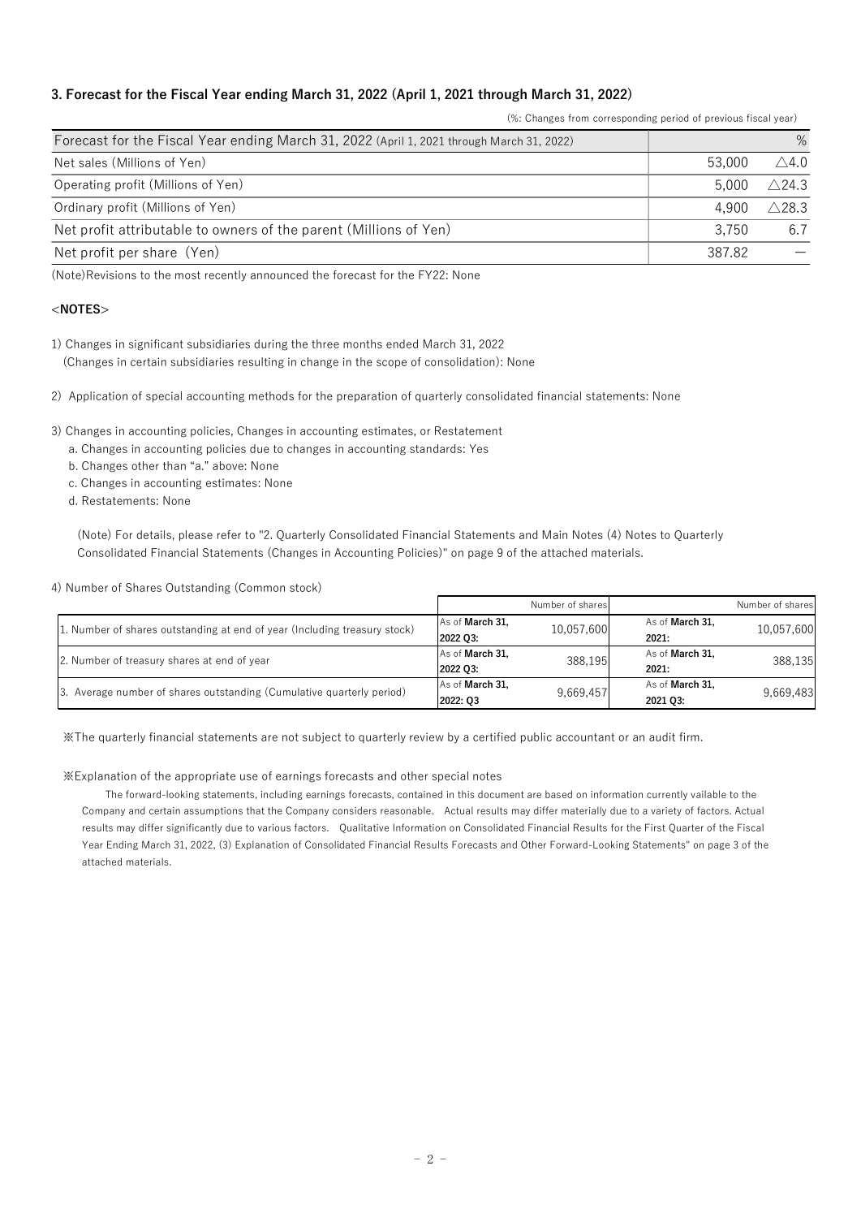### 3. Forecast for the Fiscal Year ending March 31, 2022 (April 1, 2021 through March 31, 2022)

(%: Changes from corresponding period of previous fiscal year)

| Forecast for the Fiscal Year ending March 31, 2022 (April 1, 2021 through March 31, 2022) | | % |
|---|---|---|
| Net sales (Millions of Yen) | 53,000 | △4.0 |
| Operating profit (Millions of Yen) | 5,000 | △24.3 |
| Ordinary profit (Millions of Yen) | 4,900 | △28.3 |
| Net profit attributable to owners of the parent (Millions of Yen) | 3,750 | 6.7 |
| Net profit per share (Yen) | 387.82 | — |

(Note)Revisions to the most recently announced the forecast for the FY22: None

**<NOTES>**

1) Changes in significant subsidiaries during the three months ended March 31, 2022
   (Changes in certain subsidiaries resulting in change in the scope of consolidation): None

2) Application of special accounting methods for the preparation of quarterly consolidated financial statements: None

3) Changes in accounting policies, Changes in accounting estimates, or Restatement
   a. Changes in accounting policies due to changes in accounting standards: Yes
   b. Changes other than "a." above: None
   c. Changes in accounting estimates: None
   d. Restatements: None

   (Note) For details, please refer to "2. Quarterly Consolidated Financial Statements and Main Notes (4) Notes to Quarterly Consolidated Financial Statements (Changes in Accounting Policies)" on page 9 of the attached materials.

4) Number of Shares Outstanding (Common stock)

| | | Number of shares | | Number of shares |
|---|---|---|---|---|
| 1. Number of shares outstanding at end of year (Including treasury stock) | As of **March 31, 2022 Q3:** | 10,057,600 | As of **March 31, 2021:** | 10,057,600 |
| 2. Number of treasury shares at end of year | As of **March 31, 2022 Q3:** | 388,195 | As of **March 31, 2021:** | 388,135 |
| 3. Average number of shares outstanding (Cumulative quarterly period) | As of **March 31, 2022: Q3** | 9,669,457 | As of **March 31, 2021 Q3:** | 9,669,483 |

※The quarterly financial statements are not subject to quarterly review by a certified public accountant or an audit firm.

※Explanation of the appropriate use of earnings forecasts and other special notes

The forward-looking statements, including earnings forecasts, contained in this document are based on information currently vailable to the Company and certain assumptions that the Company considers reasonable. Actual results may differ materially due to a variety of factors. Actual results may differ significantly due to various factors. Qualitative Information on Consolidated Financial Results for the First Quarter of the Fiscal Year Ending March 31, 2022, (3) Explanation of Consolidated Financial Results Forecasts and Other Forward-Looking Statements" on page 3 of the attached materials.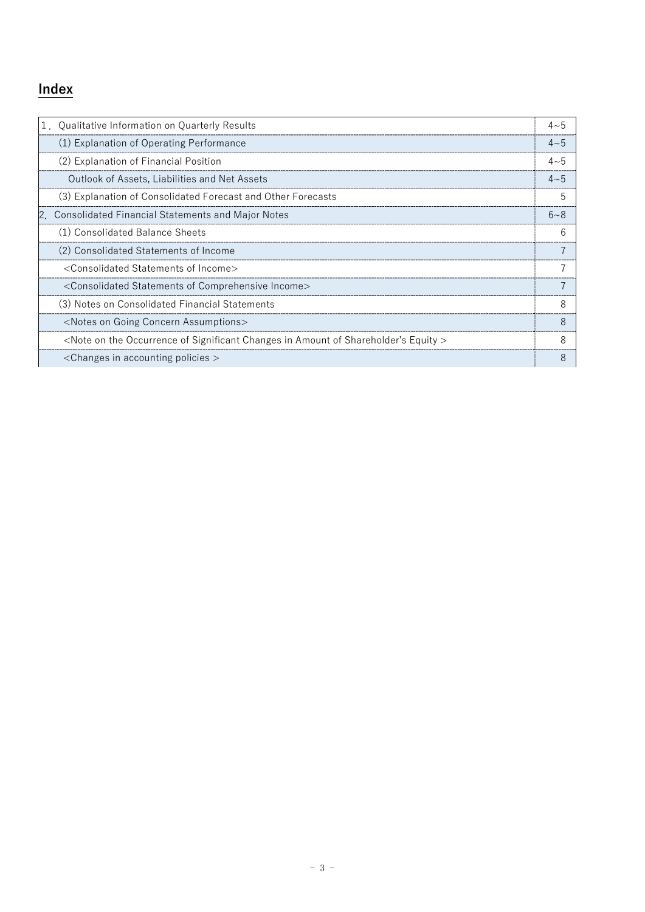## Index

| | |
|---|---|
| 1． Qualitative Information on Quarterly Results | 4~5 |
| (1) Explanation of Operating Performance | 4~5 |
| (2) Explanation of Financial Position | 4~5 |
| Outlook of Assets, Liabilities and Net Assets | 4~5 |
| (3) Explanation of Consolidated Forecast and Other Forecasts | 5 |
| 2． Consolidated Financial Statements and Major Notes | 6~8 |
| (1) Consolidated Balance Sheets | 6 |
| (2) Consolidated Statements of Income | 7 |
| <Consolidated Statements of Income> | 7 |
| <Consolidated Statements of Comprehensive Income> | 7 |
| (3) Notes on Consolidated Financial Statements | 8 |
| <Notes on Going Concern Assumptions> | 8 |
| <Note on the Occurrence of Significant Changes in Amount of Shareholder's Equity > | 8 |
| <Changes in accounting policies > | 8 |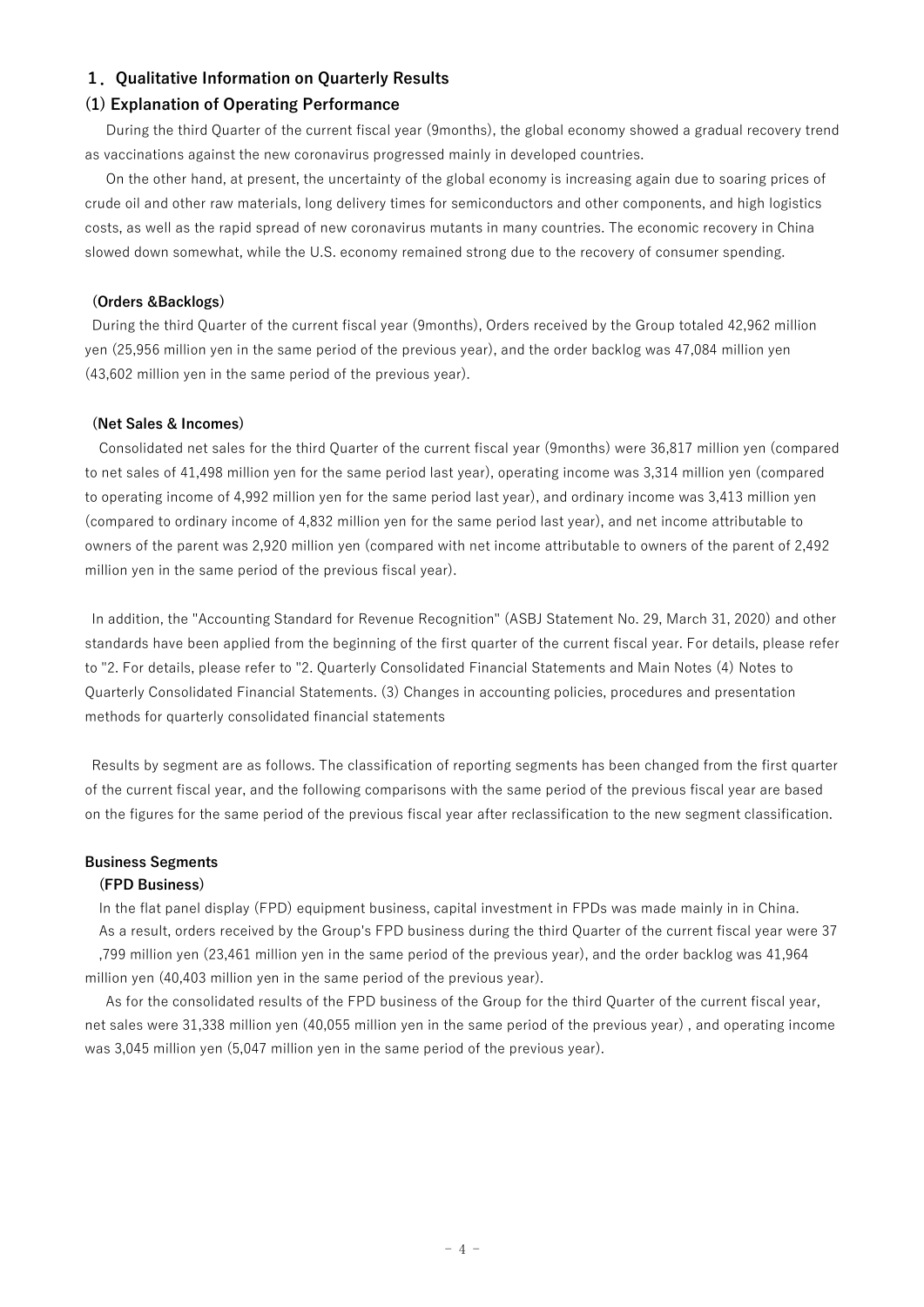## 1．Qualitative Information on Quarterly Results

### (1) Explanation of Operating Performance

During the third Quarter of the current fiscal year (9months), the global economy showed a gradual recovery trend as vaccinations against the new coronavirus progressed mainly in developed countries.

On the other hand, at present, the uncertainty of the global economy is increasing again due to soaring prices of crude oil and other raw materials, long delivery times for semiconductors and other components, and high logistics costs, as well as the rapid spread of new coronavirus mutants in many countries. The economic recovery in China slowed down somewhat, while the U.S. economy remained strong due to the recovery of consumer spending.

**(Orders &Backlogs)**

During the third Quarter of the current fiscal year (9months), Orders received by the Group totaled 42,962 million yen (25,956 million yen in the same period of the previous year), and the order backlog was 47,084 million yen (43,602 million yen in the same period of the previous year).

**(Net Sales & Incomes)**

Consolidated net sales for the third Quarter of the current fiscal year (9months) were 36,817 million yen (compared to net sales of 41,498 million yen for the same period last year), operating income was 3,314 million yen (compared to operating income of 4,992 million yen for the same period last year), and ordinary income was 3,413 million yen (compared to ordinary income of 4,832 million yen for the same period last year), and net income attributable to owners of the parent was 2,920 million yen (compared with net income attributable to owners of the parent of 2,492 million yen in the same period of the previous fiscal year).

In addition, the "Accounting Standard for Revenue Recognition" (ASBJ Statement No. 29, March 31, 2020) and other standards have been applied from the beginning of the first quarter of the current fiscal year. For details, please refer to "2. For details, please refer to "2. Quarterly Consolidated Financial Statements and Main Notes (4) Notes to Quarterly Consolidated Financial Statements. (3) Changes in accounting policies, procedures and presentation methods for quarterly consolidated financial statements

Results by segment are as follows. The classification of reporting segments has been changed from the first quarter of the current fiscal year, and the following comparisons with the same period of the previous fiscal year are based on the figures for the same period of the previous fiscal year after reclassification to the new segment classification.

**Business Segments**

**(FPD Business)**

In the flat panel display (FPD) equipment business, capital investment in FPDs was made mainly in in China.

As a result, orders received by the Group's FPD business during the third Quarter of the current fiscal year were 37 ,799 million yen (23,461 million yen in the same period of the previous year), and the order backlog was 41,964 million yen (40,403 million yen in the same period of the previous year).

As for the consolidated results of the FPD business of the Group for the third Quarter of the current fiscal year, net sales were 31,338 million yen (40,055 million yen in the same period of the previous year) , and operating income was 3,045 million yen (5,047 million yen in the same period of the previous year).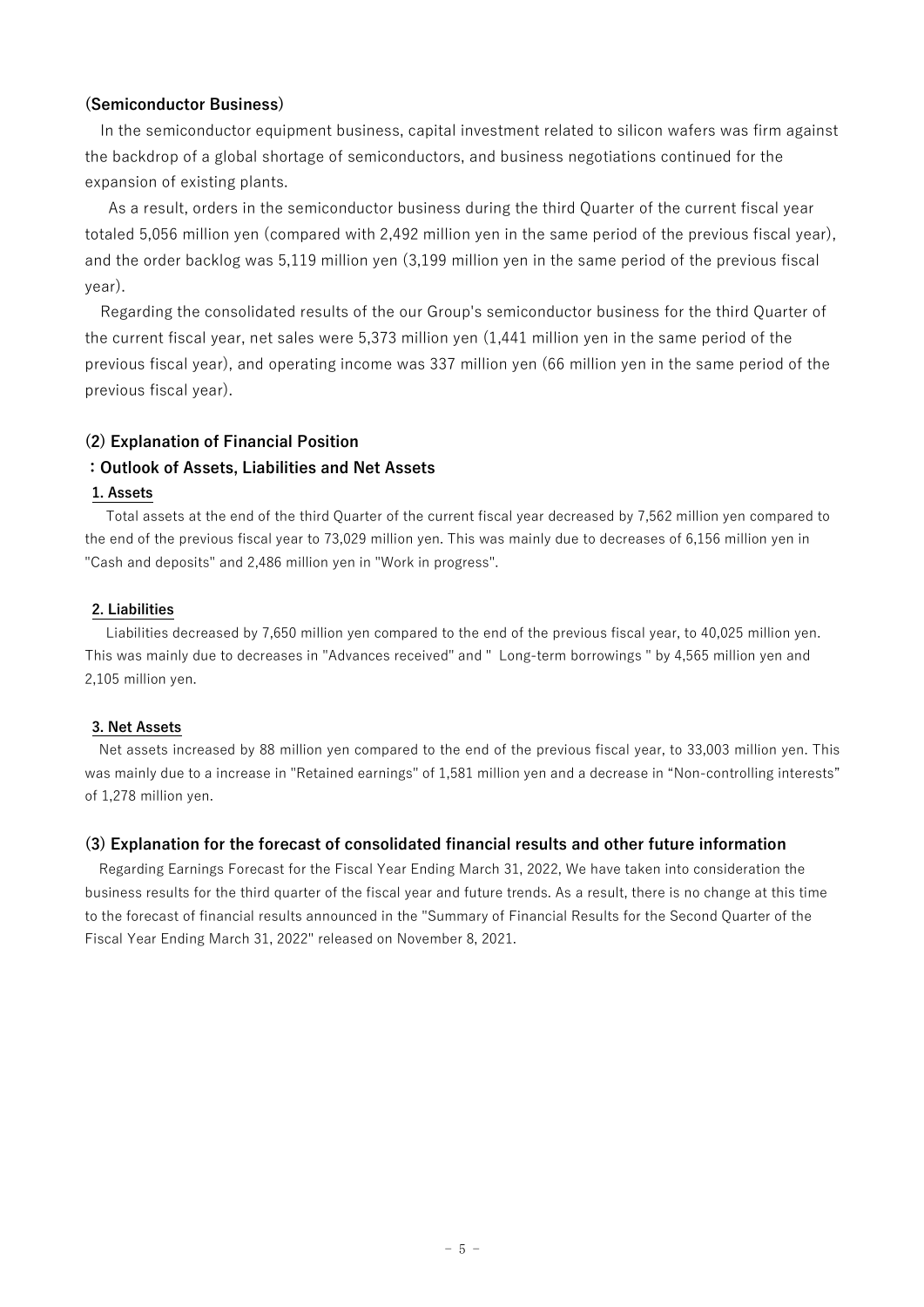**(Semiconductor Business)**

In the semiconductor equipment business, capital investment related to silicon wafers was firm against the backdrop of a global shortage of semiconductors, and business negotiations continued for the expansion of existing plants.

As a result, orders in the semiconductor business during the third Quarter of the current fiscal year totaled 5,056 million yen (compared with 2,492 million yen in the same period of the previous fiscal year), and the order backlog was 5,119 million yen (3,199 million yen in the same period of the previous fiscal year).

Regarding the consolidated results of the our Group's semiconductor business for the third Quarter of the current fiscal year, net sales were 5,373 million yen (1,441 million yen in the same period of the previous fiscal year), and operating income was 337 million yen (66 million yen in the same period of the previous fiscal year).

## (2) Explanation of Financial Position

## ：Outlook of Assets, Liabilities and Net Assets

**1. Assets**

Total assets at the end of the third Quarter of the current fiscal year decreased by 7,562 million yen compared to the end of the previous fiscal year to 73,029 million yen. This was mainly due to decreases of 6,156 million yen in "Cash and deposits" and 2,486 million yen in "Work in progress".

**2. Liabilities**

Liabilities decreased by 7,650 million yen compared to the end of the previous fiscal year, to 40,025 million yen. This was mainly due to decreases in "Advances received" and " Long-term borrowings " by 4,565 million yen and 2,105 million yen.

**3. Net Assets**

Net assets increased by 88 million yen compared to the end of the previous fiscal year, to 33,003 million yen. This was mainly due to a increase in "Retained earnings" of 1,581 million yen and a decrease in “Non-controlling interests” of 1,278 million yen.

## (3) Explanation for the forecast of consolidated financial results and other future information

Regarding Earnings Forecast for the Fiscal Year Ending March 31, 2022, We have taken into consideration the business results for the third quarter of the fiscal year and future trends. As a result, there is no change at this time to the forecast of financial results announced in the "Summary of Financial Results for the Second Quarter of the Fiscal Year Ending March 31, 2022" released on November 8, 2021.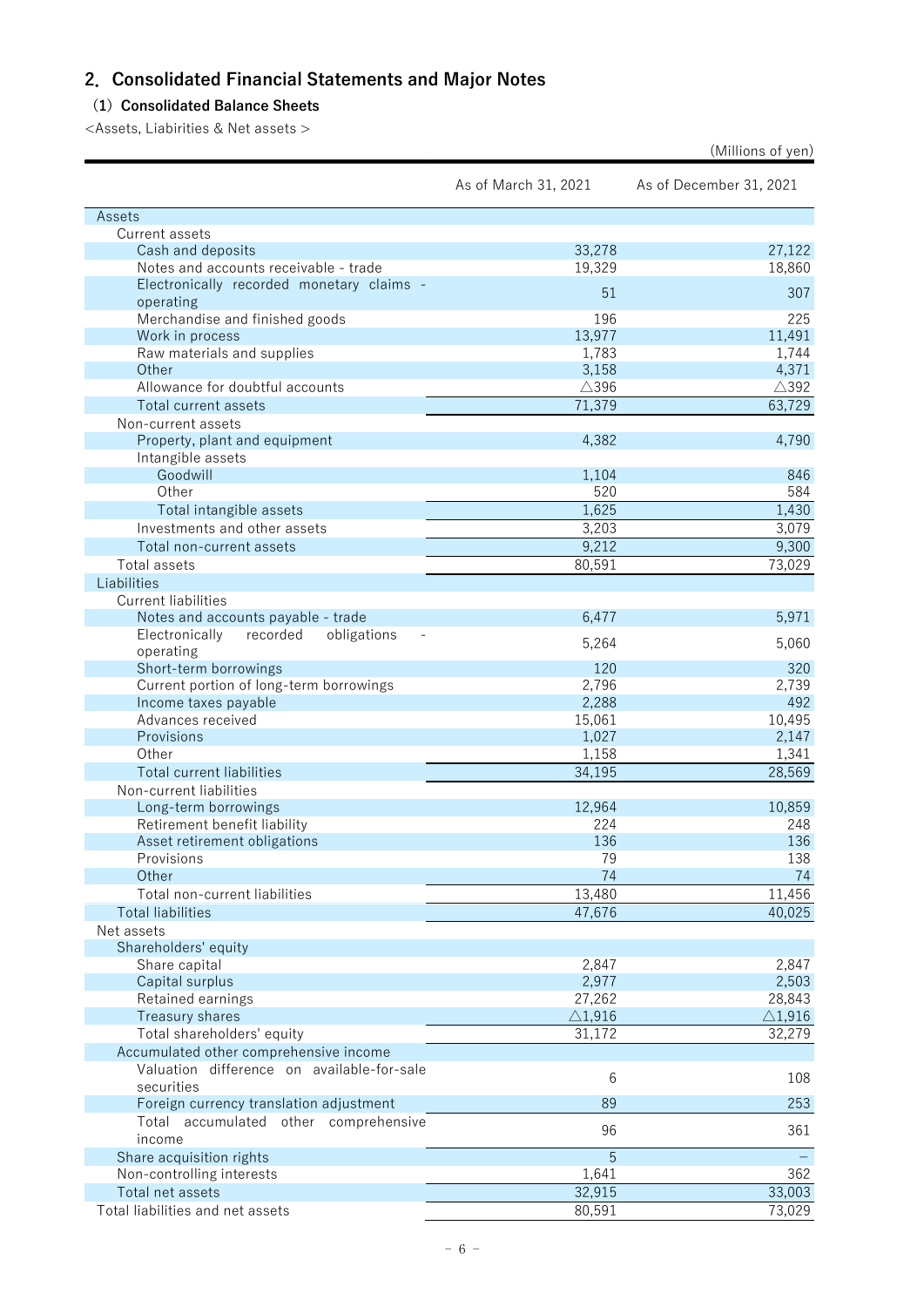## 2. Consolidated Financial Statements and Major Notes

### (1) Consolidated Balance Sheets

<Assets, Liabilities & Net assets >

(Millions of yen)

| | As of March 31, 2021 | As of December 31, 2021 |
|---|---|---|
| Assets | | |
| Current assets | | |
| Cash and deposits | 33,278 | 27,122 |
| Notes and accounts receivable - trade | 19,329 | 18,860 |
| Electronically recorded monetary claims - operating | 51 | 307 |
| Merchandise and finished goods | 196 | 225 |
| Work in process | 13,977 | 11,491 |
| Raw materials and supplies | 1,783 | 1,744 |
| Other | 3,158 | 4,371 |
| Allowance for doubtful accounts | △396 | △392 |
| Total current assets | 71,379 | 63,729 |
| Non-current assets | | |
| Property, plant and equipment | 4,382 | 4,790 |
| Intangible assets | | |
| Goodwill | 1,104 | 846 |
| Other | 520 | 584 |
| Total intangible assets | 1,625 | 1,430 |
| Investments and other assets | 3,203 | 3,079 |
| Total non-current assets | 9,212 | 9,300 |
| Total assets | 80,591 | 73,029 |
| Liabilities | | |
| Current liabilities | | |
| Notes and accounts payable - trade | 6,477 | 5,971 |
| Electronically recorded obligations - operating | 5,264 | 5,060 |
| Short-term borrowings | 120 | 320 |
| Current portion of long-term borrowings | 2,796 | 2,739 |
| Income taxes payable | 2,288 | 492 |
| Advances received | 15,061 | 10,495 |
| Provisions | 1,027 | 2,147 |
| Other | 1,158 | 1,341 |
| Total current liabilities | 34,195 | 28,569 |
| Non-current liabilities | | |
| Long-term borrowings | 12,964 | 10,859 |
| Retirement benefit liability | 224 | 248 |
| Asset retirement obligations | 136 | 136 |
| Provisions | 79 | 138 |
| Other | 74 | 74 |
| Total non-current liabilities | 13,480 | 11,456 |
| Total liabilities | 47,676 | 40,025 |
| Net assets | | |
| Shareholders' equity | | |
| Share capital | 2,847 | 2,847 |
| Capital surplus | 2,977 | 2,503 |
| Retained earnings | 27,262 | 28,843 |
| Treasury shares | △1,916 | △1,916 |
| Total shareholders' equity | 31,172 | 32,279 |
| Accumulated other comprehensive income | | |
| Valuation difference on available-for-sale securities | 6 | 108 |
| Foreign currency translation adjustment | 89 | 253 |
| Total accumulated other comprehensive income | 96 | 361 |
| Share acquisition rights | 5 | – |
| Non-controlling interests | 1,641 | 362 |
| Total net assets | 32,915 | 33,003 |
| Total liabilities and net assets | 80,591 | 73,029 |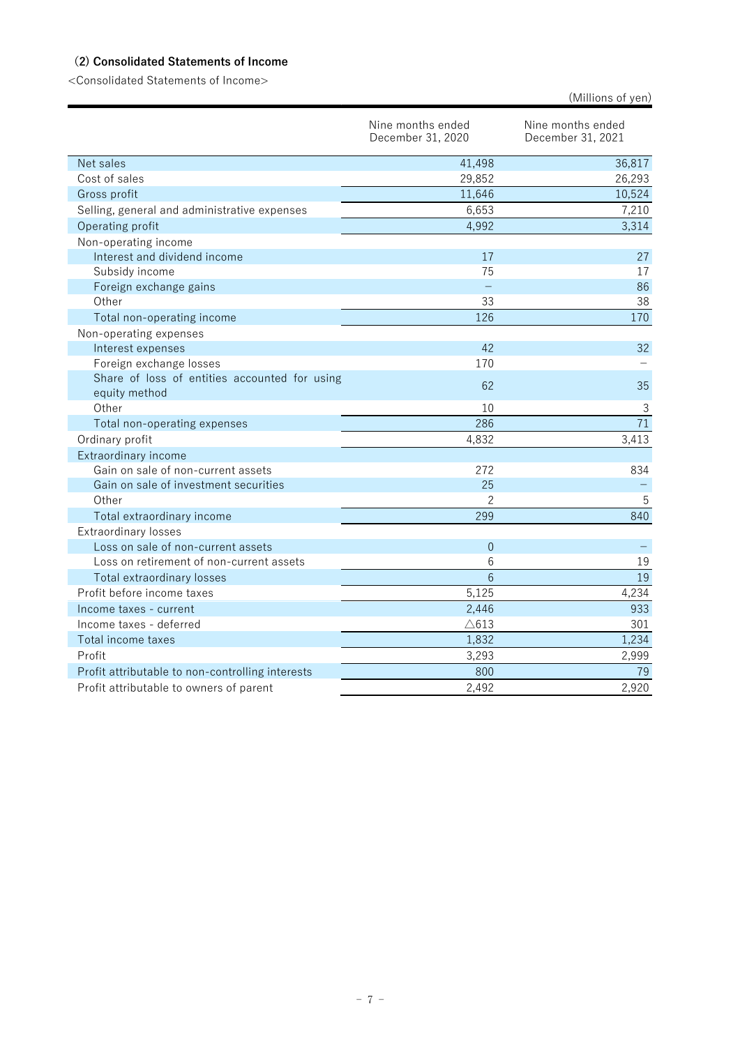### (2) Consolidated Statements of Income

<Consolidated Statements of Income>

(Millions of yen)

| | Nine months ended December 31, 2020 | Nine months ended December 31, 2021 |
|---|---|---|
| Net sales | 41,498 | 36,817 |
| Cost of sales | 29,852 | 26,293 |
| Gross profit | 11,646 | 10,524 |
| Selling, general and administrative expenses | 6,653 | 7,210 |
| Operating profit | 4,992 | 3,314 |
| Non-operating income | | |
| Interest and dividend income | 17 | 27 |
| Subsidy income | 75 | 17 |
| Foreign exchange gains | – | 86 |
| Other | 33 | 38 |
| Total non-operating income | 126 | 170 |
| Non-operating expenses | | |
| Interest expenses | 42 | 32 |
| Foreign exchange losses | 170 | – |
| Share of loss of entities accounted for using equity method | 62 | 35 |
| Other | 10 | 3 |
| Total non-operating expenses | 286 | 71 |
| Ordinary profit | 4,832 | 3,413 |
| Extraordinary income | | |
| Gain on sale of non-current assets | 272 | 834 |
| Gain on sale of investment securities | 25 | – |
| Other | 2 | 5 |
| Total extraordinary income | 299 | 840 |
| Extraordinary losses | | |
| Loss on sale of non-current assets | 0 | – |
| Loss on retirement of non-current assets | 6 | 19 |
| Total extraordinary losses | 6 | 19 |
| Profit before income taxes | 5,125 | 4,234 |
| Income taxes - current | 2,446 | 933 |
| Income taxes - deferred | △613 | 301 |
| Total income taxes | 1,832 | 1,234 |
| Profit | 3,293 | 2,999 |
| Profit attributable to non-controlling interests | 800 | 79 |
| Profit attributable to owners of parent | 2,492 | 2,920 |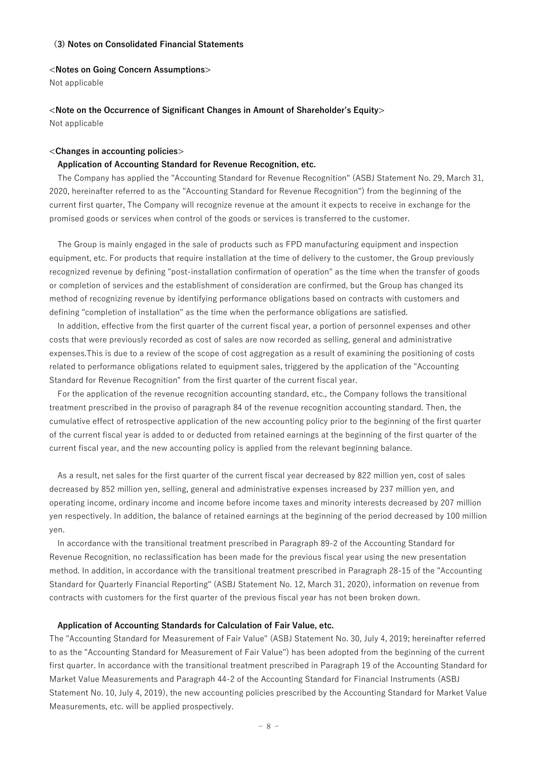### (3) Notes on Consolidated Financial Statements

**<Notes on Going Concern Assumptions>**

Not applicable

**<Note on the Occurrence of Significant Changes in Amount of Shareholder's Equity>**

Not applicable

**<Changes in accounting policies>**

**Application of Accounting Standard for Revenue Recognition, etc.**

The Company has applied the "Accounting Standard for Revenue Recognition" (ASBJ Statement No. 29, March 31, 2020, hereinafter referred to as the "Accounting Standard for Revenue Recognition") from the beginning of the current first quarter, The Company will recognize revenue at the amount it expects to receive in exchange for the promised goods or services when control of the goods or services is transferred to the customer.

The Group is mainly engaged in the sale of products such as FPD manufacturing equipment and inspection equipment, etc. For products that require installation at the time of delivery to the customer, the Group previously recognized revenue by defining "post-installation confirmation of operation" as the time when the transfer of goods or completion of services and the establishment of consideration are confirmed, but the Group has changed its method of recognizing revenue by identifying performance obligations based on contracts with customers and defining "completion of installation" as the time when the performance obligations are satisfied.

In addition, effective from the first quarter of the current fiscal year, a portion of personnel expenses and other costs that were previously recorded as cost of sales are now recorded as selling, general and administrative expenses.This is due to a review of the scope of cost aggregation as a result of examining the positioning of costs related to performance obligations related to equipment sales, triggered by the application of the "Accounting Standard for Revenue Recognition" from the first quarter of the current fiscal year.

For the application of the revenue recognition accounting standard, etc., the Company follows the transitional treatment prescribed in the proviso of paragraph 84 of the revenue recognition accounting standard. Then, the cumulative effect of retrospective application of the new accounting policy prior to the beginning of the first quarter of the current fiscal year is added to or deducted from retained earnings at the beginning of the first quarter of the current fiscal year, and the new accounting policy is applied from the relevant beginning balance.

As a result, net sales for the first quarter of the current fiscal year decreased by 822 million yen, cost of sales decreased by 852 million yen, selling, general and administrative expenses increased by 237 million yen, and operating income, ordinary income and income before income taxes and minority interests decreased by 207 million yen respectively. In addition, the balance of retained earnings at the beginning of the period decreased by 100 million yen.

In accordance with the transitional treatment prescribed in Paragraph 89-2 of the Accounting Standard for Revenue Recognition, no reclassification has been made for the previous fiscal year using the new presentation method. In addition, in accordance with the transitional treatment prescribed in Paragraph 28-15 of the "Accounting Standard for Quarterly Financial Reporting" (ASBJ Statement No. 12, March 31, 2020), information on revenue from contracts with customers for the first quarter of the previous fiscal year has not been broken down.

**Application of Accounting Standards for Calculation of Fair Value, etc.**

The "Accounting Standard for Measurement of Fair Value" (ASBJ Statement No. 30, July 4, 2019; hereinafter referred to as the "Accounting Standard for Measurement of Fair Value") has been adopted from the beginning of the current first quarter. In accordance with the transitional treatment prescribed in Paragraph 19 of the Accounting Standard for Market Value Measurements and Paragraph 44-2 of the Accounting Standard for Financial Instruments (ASBJ Statement No. 10, July 4, 2019), the new accounting policies prescribed by the Accounting Standard for Market Value Measurements, etc. will be applied prospectively.